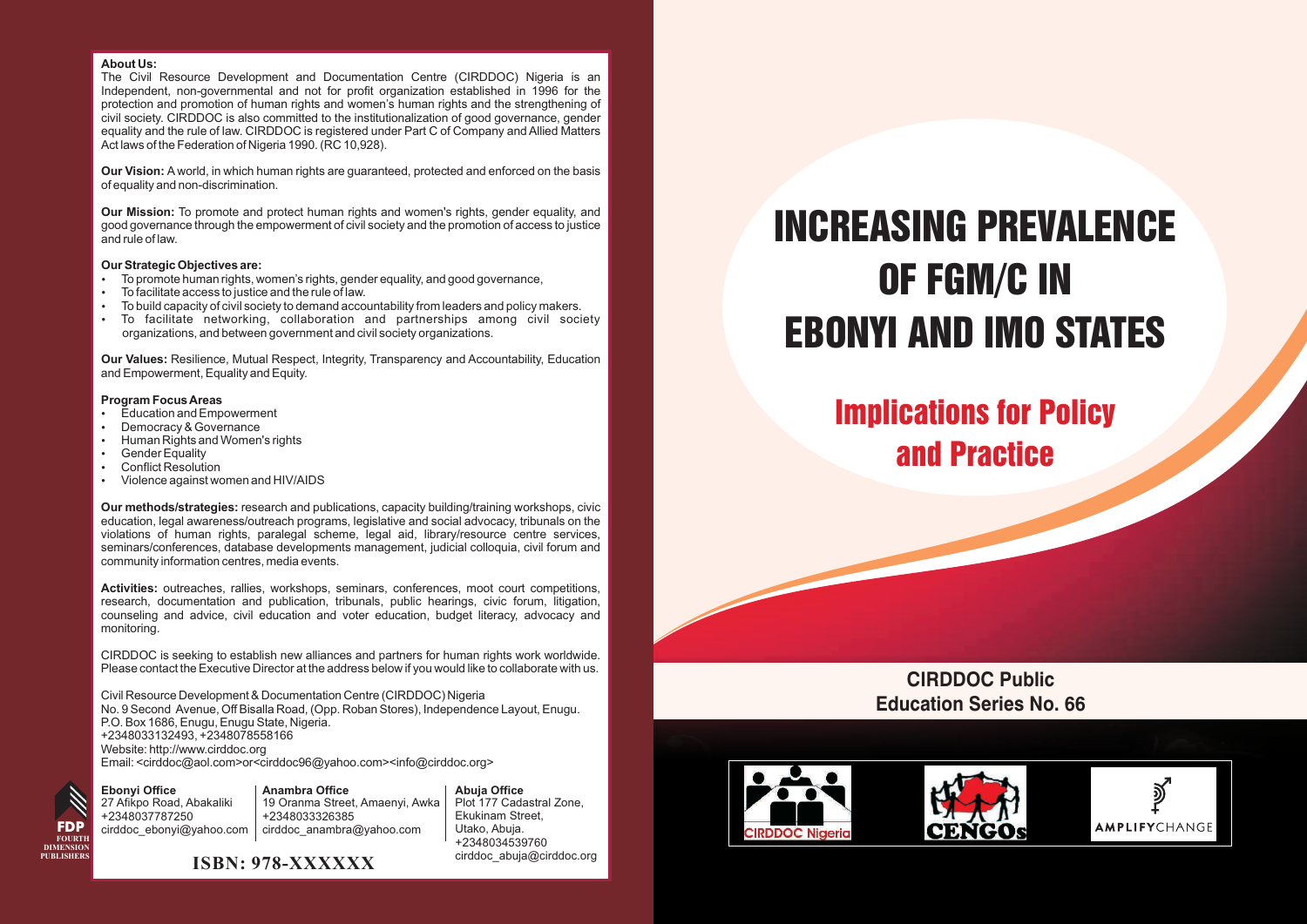# INCREASING PREVALENCE OF FGM/C IN EBONYI AND IMO STATES

## Implications for Policy and Practice

**CIRDDOC Public Education Series No. 66**

CIRDDOC Nigeria

CENGOs

AMPLIFYCHANGE

---

**About Us:**

The Civil Resource Development and Documentation Centre (CIRDDOC) Nigeria is an Independent, non-governmental and not for profit organization established in 1996 for the protection and promotion of human rights and women's human rights and the strengthening of civil society. CIRDDOC is also committed to the institutionalization of good governance, gender equality and the rule of law. CIRDDOC is registered under Part C of Company and Allied Matters Act laws of the Federation of Nigeria 1990. (RC 10,928).

**Our Vision:** A world, in which human rights are guaranteed, protected and enforced on the basis of equality and non-discrimination.

**Our Mission:** To promote and protect human rights and women's rights, gender equality, and good governance through the empowerment of civil society and the promotion of access to justice and rule of law.

**Our Strategic Objectives are:**

- To promote human rights, women's rights, gender equality, and good governance,
- To facilitate access to justice and the rule of law.
- To build capacity of civil society to demand accountability from leaders and policy makers.
- To facilitate networking, collaboration and partnerships among civil society organizations, and between government and civil society organizations.

**Our Values:** Resilience, Mutual Respect, Integrity, Transparency and Accountability, Education and Empowerment, Equality and Equity.

**Program Focus Areas**

- Education and Empowerment
- Democracy & Governance
- Human Rights and Women's rights
- Gender Equality
- Conflict Resolution
- Violence against women and HIV/AIDS

**Our methods/strategies:** research and publications, capacity building/training workshops, civic education, legal awareness/outreach programs, legislative and social advocacy, tribunals on the violations of human rights, paralegal scheme, legal aid, library/resource centre services, seminars/conferences, database developments management, judicial colloquia, civil forum and community information centres, media events.

**Activities:** outreaches, rallies, workshops, seminars, conferences, moot court competitions, research, documentation and publication, tribunals, public hearings, civic forum, litigation, counseling and advice, civil education and voter education, budget literacy, advocacy and monitoring.

CIRDDOC is seeking to establish new alliances and partners for human rights work worldwide. Please contact the Executive Director at the address below if you would like to collaborate with us.

Civil Resource Development & Documentation Centre (CIRDDOC) Nigeria
No. 9 Second Avenue, Off Bisalla Road, (Opp. Roban Stores), Independence Layout, Enugu.
P.O. Box 1686, Enugu, Enugu State, Nigeria.
+2348033132493, +2348078558166
Website: http://www.cirddoc.org
Email: <cirddoc@aol.com>or<cirddoc96@yahoo.com><info@cirddoc.org>

**Ebonyi Office**
27 Afikpo Road, Abakaliki
+2348037787250
cirddoc_ebonyi@yahoo.com

**Anambra Office**
19 Oranma Street, Amaenyi, Awka
+2348033326385
cirddoc_anambra@yahoo.com

**Abuja Office**
Plot 177 Cadastral Zone,
Ekukinam Street,
Utako, Abuja.
+2348034539760
cirddoc_abuja@cirddoc.org

FDP FOURTH DIMENSION PUBLISHERS

**ISBN: 978-XXXXXX**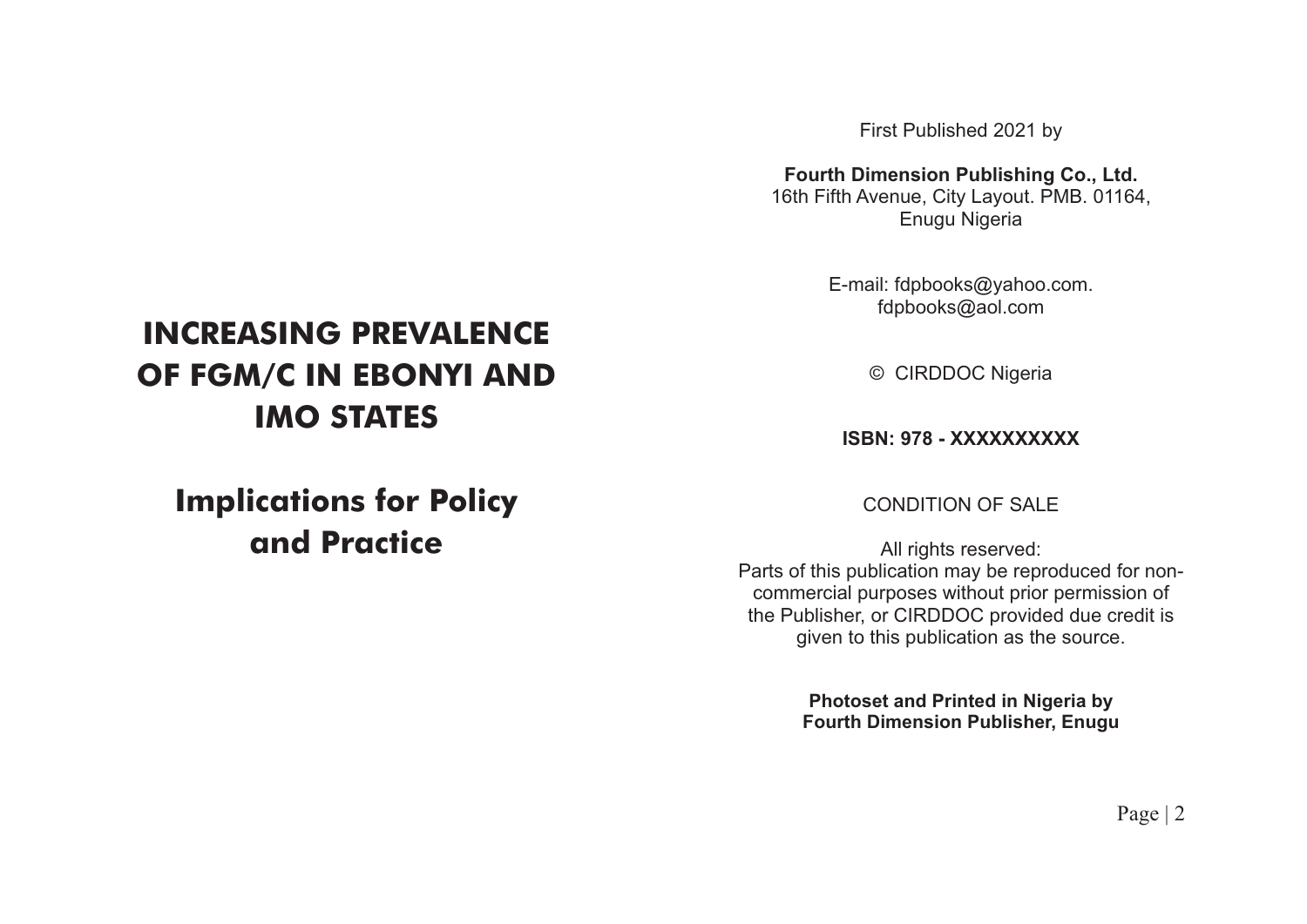# INCREASING PREVALENCE OF FGM/C IN EBONYI AND IMO STATES

## Implications for Policy and Practice

First Published 2021 by

**Fourth Dimension Publishing Co., Ltd.**
16th Fifth Avenue, City Layout. PMB. 01164,
Enugu Nigeria

E-mail: fdpbooks@yahoo.com.
fdpbooks@aol.com

© CIRDDOC Nigeria

**ISBN: 978 - XXXXXXXXXX**

CONDITION OF SALE

All rights reserved:
Parts of this publication may be reproduced for non-commercial purposes without prior permission of the Publisher, or CIRDDOC provided due credit is given to this publication as the source.

**Photoset and Printed in Nigeria by**
**Fourth Dimension Publisher, Enugu**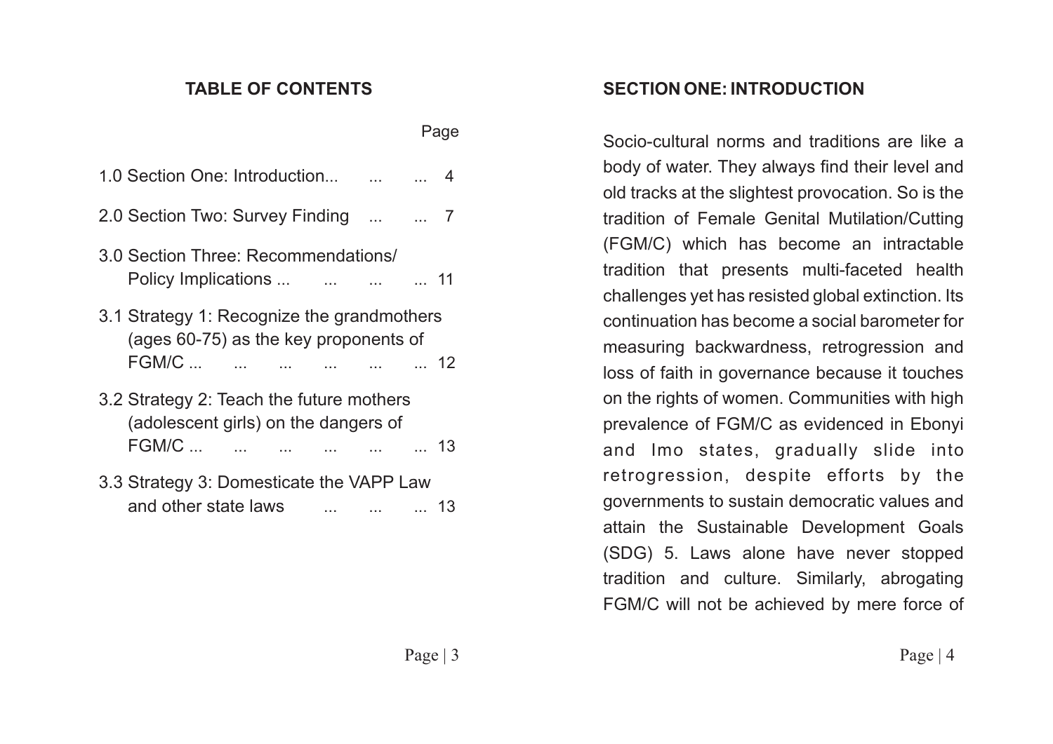## TABLE OF CONTENTS

| | Page |
|---|---|
| 1.0 Section One: Introduction... | 4 |
| 2.0 Section Two: Survey Finding | 7 |
| 3.0 Section Three: Recommendations/ Policy Implications ... | 11 |
| 3.1 Strategy 1: Recognize the grandmothers (ages 60-75) as the key proponents of FGM/C ... | 12 |
| 3.2 Strategy 2: Teach the future mothers (adolescent girls) on the dangers of FGM/C ... | 13 |
| 3.3 Strategy 3: Domesticate the VAPP Law and other state laws | 13 |

## SECTION ONE: INTRODUCTION

Socio-cultural norms and traditions are like a body of water. They always find their level and old tracks at the slightest provocation. So is the tradition of Female Genital Mutilation/Cutting (FGM/C) which has become an intractable tradition that presents multi-faceted health challenges yet has resisted global extinction. Its continuation has become a social barometer for measuring backwardness, retrogression and loss of faith in governance because it touches on the rights of women. Communities with high prevalence of FGM/C as evidenced in Ebonyi and Imo states, gradually slide into retrogression, despite efforts by the governments to sustain democratic values and attain the Sustainable Development Goals (SDG) 5. Laws alone have never stopped tradition and culture. Similarly, abrogating FGM/C will not be achieved by mere force of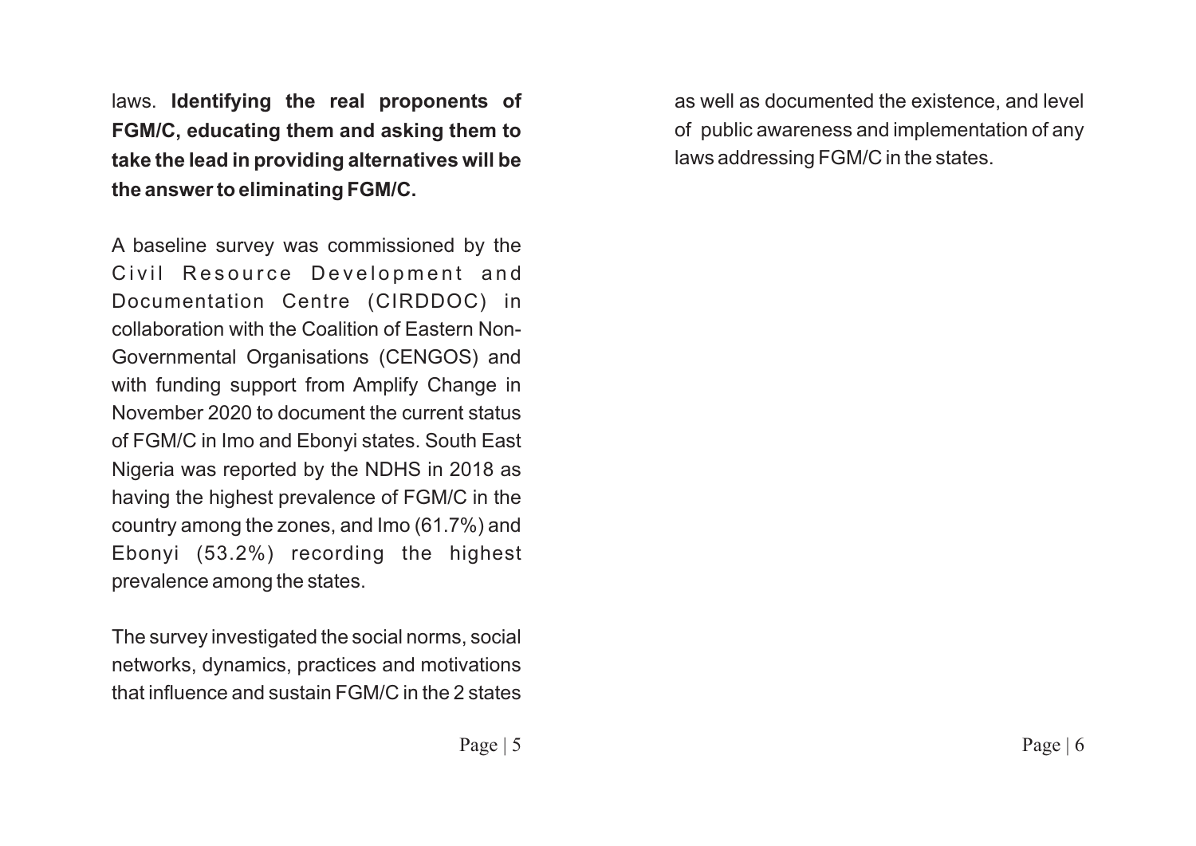laws. **Identifying the real proponents of FGM/C, educating them and asking them to take the lead in providing alternatives will be the answer to eliminating FGM/C.**

A baseline survey was commissioned by the Civil Resource Development and Documentation Centre (CIRDDOC) in collaboration with the Coalition of Eastern Non-Governmental Organisations (CENGOS) and with funding support from Amplify Change in November 2020 to document the current status of FGM/C in Imo and Ebonyi states. South East Nigeria was reported by the NDHS in 2018 as having the highest prevalence of FGM/C in the country among the zones, and Imo (61.7%) and Ebonyi (53.2%) recording the highest prevalence among the states.

The survey investigated the social norms, social networks, dynamics, practices and motivations that influence and sustain FGM/C in the 2 states as well as documented the existence, and level of public awareness and implementation of any laws addressing FGM/C in the states.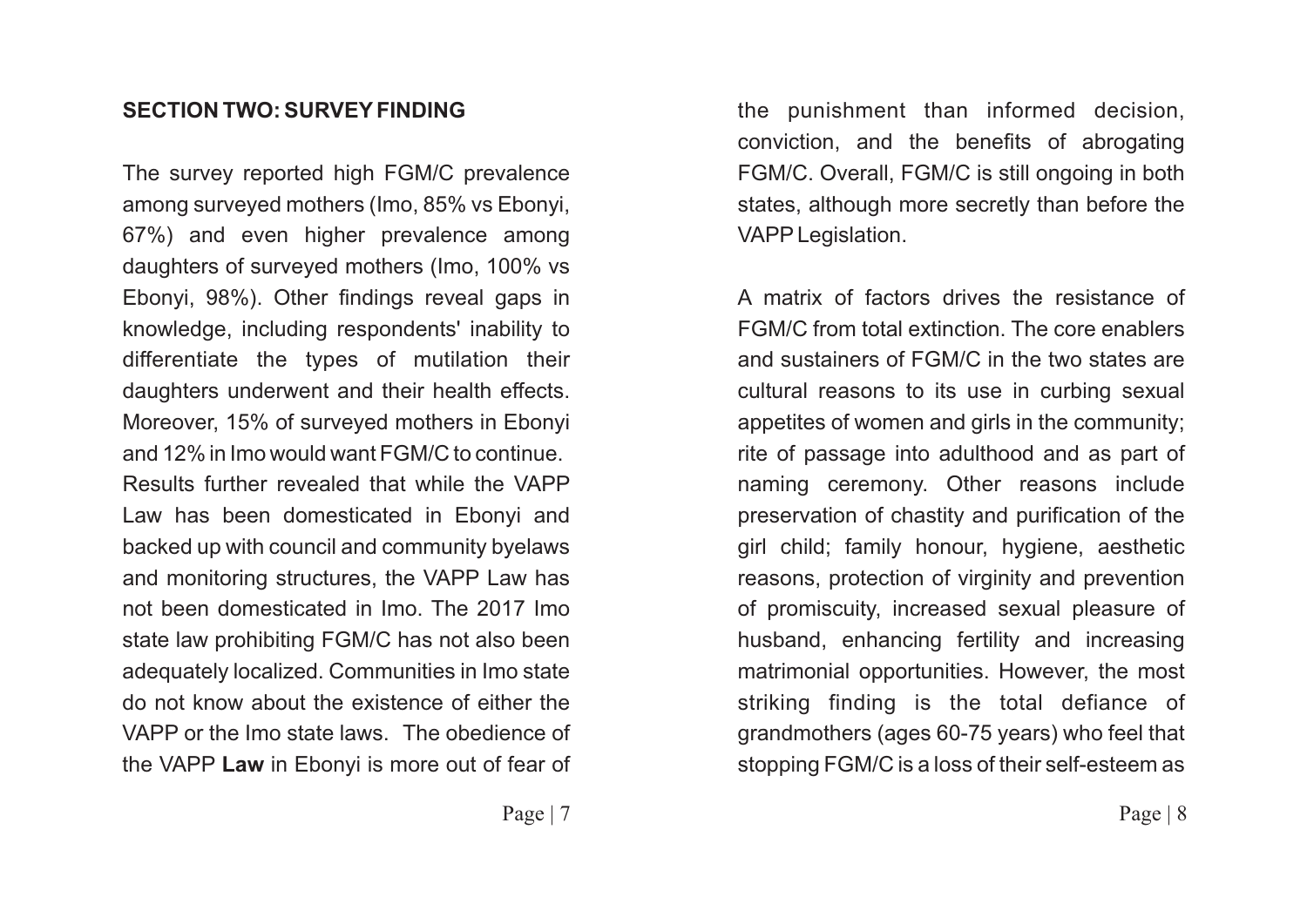## SECTION TWO: SURVEY FINDING

The survey reported high FGM/C prevalence among surveyed mothers (Imo, 85% vs Ebonyi, 67%) and even higher prevalence among daughters of surveyed mothers (Imo, 100% vs Ebonyi, 98%). Other findings reveal gaps in knowledge, including respondents' inability to differentiate the types of mutilation their daughters underwent and their health effects. Moreover, 15% of surveyed mothers in Ebonyi and 12% in Imo would want FGM/C to continue. Results further revealed that while the VAPP Law has been domesticated in Ebonyi and backed up with council and community byelaws and monitoring structures, the VAPP Law has not been domesticated in Imo. The 2017 Imo state law prohibiting FGM/C has not also been adequately localized. Communities in Imo state do not know about the existence of either the VAPP or the Imo state laws. The obedience of the VAPP **Law** in Ebonyi is more out of fear of the punishment than informed decision, conviction, and the benefits of abrogating FGM/C. Overall, FGM/C is still ongoing in both states, although more secretly than before the VAPP Legislation.

A matrix of factors drives the resistance of FGM/C from total extinction. The core enablers and sustainers of FGM/C in the two states are cultural reasons to its use in curbing sexual appetites of women and girls in the community; rite of passage into adulthood and as part of naming ceremony. Other reasons include preservation of chastity and purification of the girl child; family honour, hygiene, aesthetic reasons, protection of virginity and prevention of promiscuity, increased sexual pleasure of husband, enhancing fertility and increasing matrimonial opportunities. However, the most striking finding is the total defiance of grandmothers (ages 60-75 years) who feel that stopping FGM/C is a loss of their self-esteem as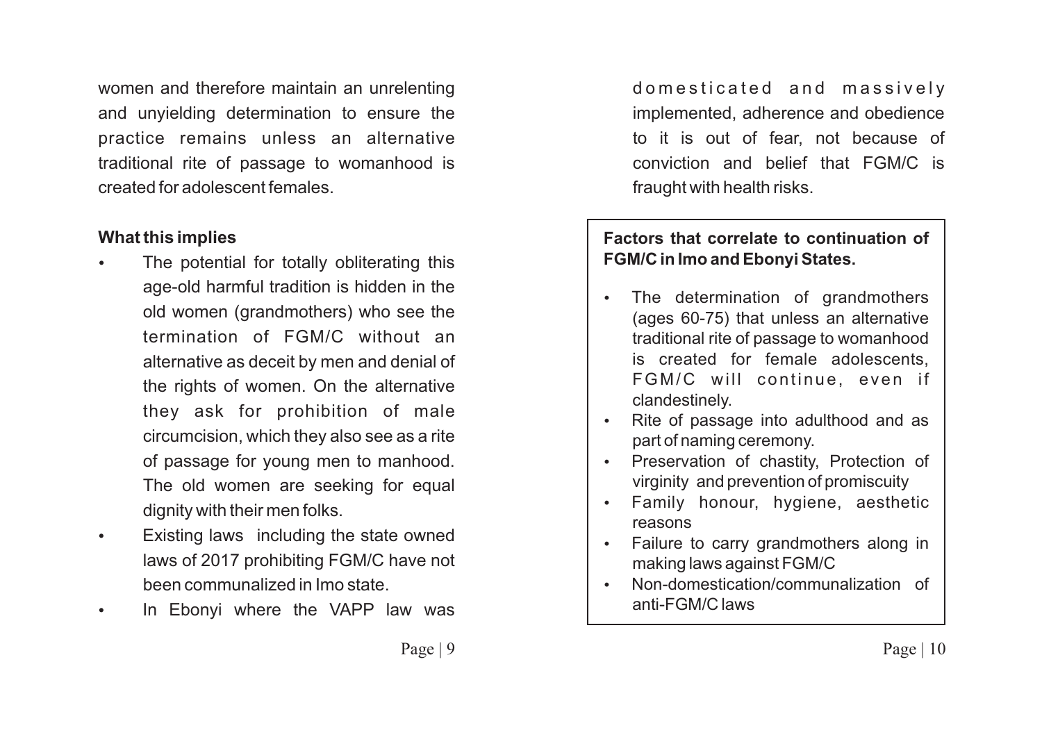women and therefore maintain an unrelenting and unyielding determination to ensure the practice remains unless an alternative traditional rite of passage to womanhood is created for adolescent females.

**What this implies**

- The potential for totally obliterating this age-old harmful tradition is hidden in the old women (grandmothers) who see the termination of FGM/C without an alternative as deceit by men and denial of the rights of women. On the alternative they ask for prohibition of male circumcision, which they also see as a rite of passage for young men to manhood. The old women are seeking for equal dignity with their men folks.
- Existing laws including the state owned laws of 2017 prohibiting FGM/C have not been communalized in Imo state.
- In Ebonyi where the VAPP law was domesticated and massively implemented, adherence and obedience to it is out of fear, not because of conviction and belief that FGM/C is fraught with health risks.

**Factors that correlate to continuation of FGM/C in Imo and Ebonyi States.**

- The determination of grandmothers (ages 60-75) that unless an alternative traditional rite of passage to womanhood is created for female adolescents, FGM/C will continue, even if clandestinely.
- Rite of passage into adulthood and as part of naming ceremony.
- Preservation of chastity, Protection of virginity and prevention of promiscuity
- Family honour, hygiene, aesthetic reasons
- Failure to carry grandmothers along in making laws against FGM/C
- Non-domestication/communalization of anti-FGM/C laws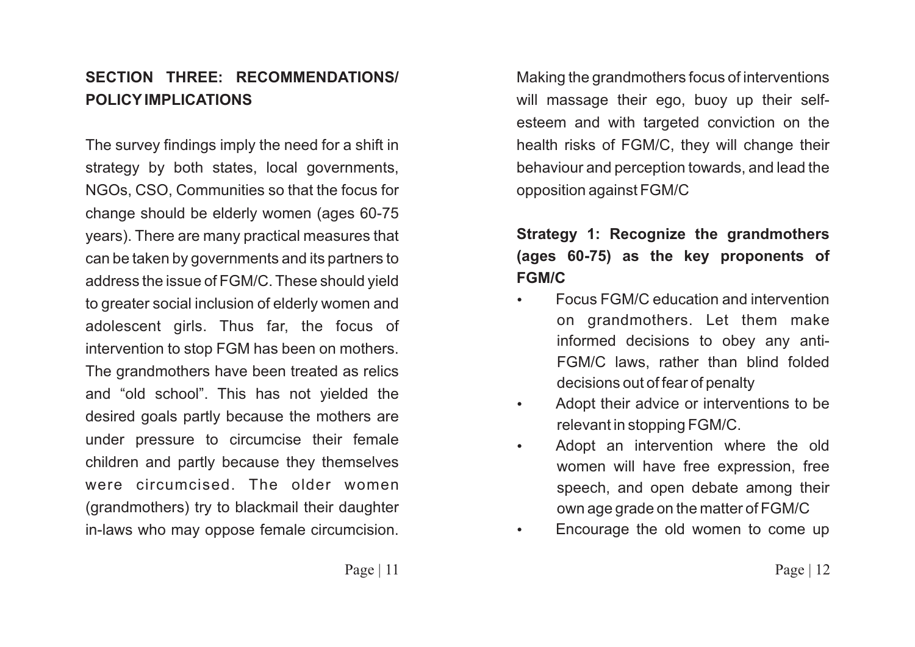## SECTION THREE: RECOMMENDATIONS/ POLICY IMPLICATIONS

The survey findings imply the need for a shift in strategy by both states, local governments, NGOs, CSO, Communities so that the focus for change should be elderly women (ages 60-75 years). There are many practical measures that can be taken by governments and its partners to address the issue of FGM/C. These should yield to greater social inclusion of elderly women and adolescent girls. Thus far, the focus of intervention to stop FGM has been on mothers. The grandmothers have been treated as relics and "old school". This has not yielded the desired goals partly because the mothers are under pressure to circumcise their female children and partly because they themselves were circumcised. The older women (grandmothers) try to blackmail their daughter in-laws who may oppose female circumcision. Making the grandmothers focus of interventions will massage their ego, buoy up their self-esteem and with targeted conviction on the health risks of FGM/C, they will change their behaviour and perception towards, and lead the opposition against FGM/C

### Strategy 1: Recognize the grandmothers (ages 60-75) as the key proponents of FGM/C

- Focus FGM/C education and intervention on grandmothers. Let them make informed decisions to obey any anti-FGM/C laws, rather than blind folded decisions out of fear of penalty
- Adopt their advice or interventions to be relevant in stopping FGM/C.
- Adopt an intervention where the old women will have free expression, free speech, and open debate among their own age grade on the matter of FGM/C
- Encourage the old women to come up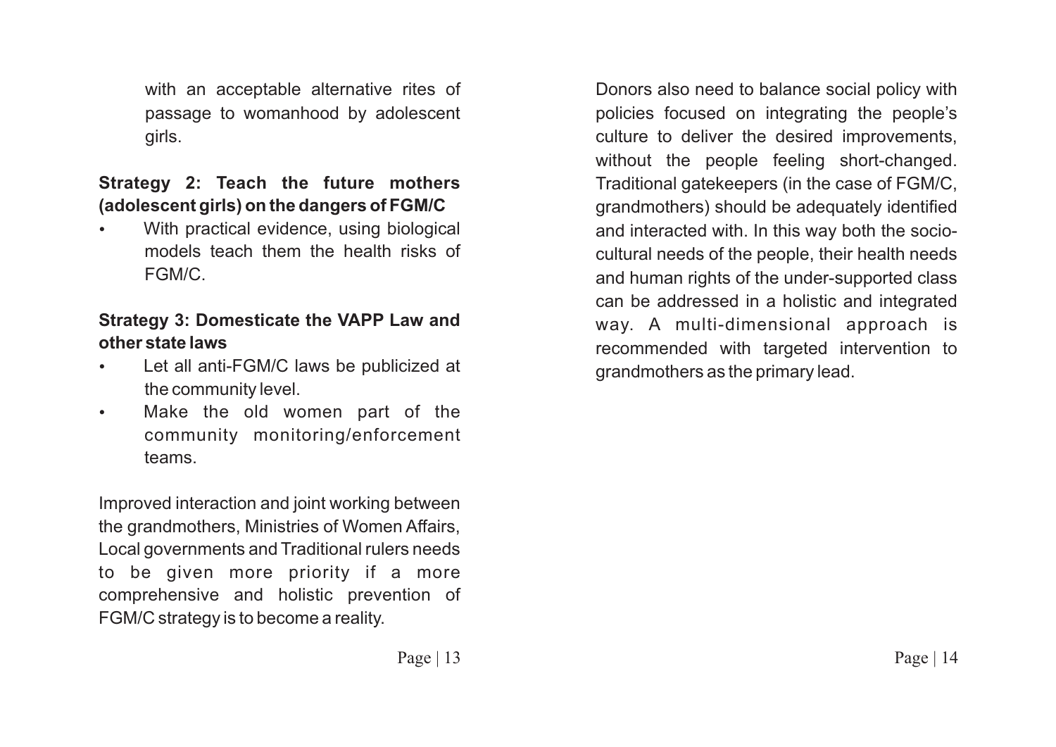with an acceptable alternative rites of passage to womanhood by adolescent girls.

**Strategy 2: Teach the future mothers (adolescent girls) on the dangers of FGM/C**

- With practical evidence, using biological models teach them the health risks of FGM/C.

**Strategy 3: Domesticate the VAPP Law and other state laws**

- Let all anti-FGM/C laws be publicized at the community level.
- Make the old women part of the community monitoring/enforcement teams.

Improved interaction and joint working between the grandmothers, Ministries of Women Affairs, Local governments and Traditional rulers needs to be given more priority if a more comprehensive and holistic prevention of FGM/C strategy is to become a reality.

Donors also need to balance social policy with policies focused on integrating the people's culture to deliver the desired improvements, without the people feeling short-changed. Traditional gatekeepers (in the case of FGM/C, grandmothers) should be adequately identified and interacted with. In this way both the socio-cultural needs of the people, their health needs and human rights of the under-supported class can be addressed in a holistic and integrated way. A multi-dimensional approach is recommended with targeted intervention to grandmothers as the primary lead.